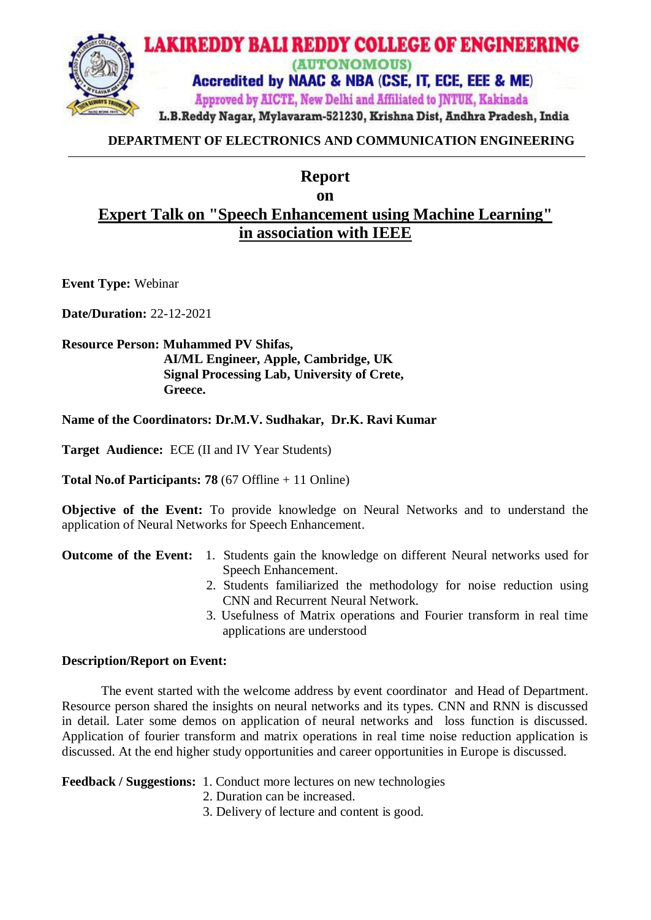# LAKIREDDY BALI REDDY COLLEGE OF ENGINEERING

(AUTONOMOUS)

Accredited by NAAC & NBA (CSE, IT, ECE, EEE & ME)

Approved by AICTE, New Delhi and Affiliated to JNTUK, Kakinada

L.B.Reddy Nagar, Mylavaram-521230, Krishna Dist, Andhra Pradesh, India

**DEPARTMENT OF ELECTRONICS AND COMMUNICATION ENGINEERING**

---

## Report
## on
## Expert Talk on "Speech Enhancement using Machine Learning" in association with IEEE

**Event Type:** Webinar

**Date/Duration:** 22-12-2021

**Resource Person: Muhammed PV Shifas,**
**AI/ML Engineer, Apple, Cambridge, UK**
**Signal Processing Lab, University of Crete,**
**Greece.**

**Name of the Coordinators: Dr.M.V. Sudhakar, Dr.K. Ravi Kumar**

**Target Audience:** ECE (II and IV Year Students)

**Total No.of Participants: 78** (67 Offline + 11 Online)

**Objective of the Event:** To provide knowledge on Neural Networks and to understand the application of Neural Networks for Speech Enhancement.

**Outcome of the Event:**

1. Students gain the knowledge on different Neural networks used for Speech Enhancement.
2. Students familiarized the methodology for noise reduction using CNN and Recurrent Neural Network.
3. Usefulness of Matrix operations and Fourier transform in real time applications are understood

**Description/Report on Event:**

The event started with the welcome address by event coordinator and Head of Department. Resource person shared the insights on neural networks and its types. CNN and RNN is discussed in detail. Later some demos on application of neural networks and loss function is discussed. Application of fourier transform and matrix operations in real time noise reduction application is discussed. At the end higher study opportunities and career opportunities in Europe is discussed.

**Feedback / Suggestions:**

1. Conduct more lectures on new technologies
2. Duration can be increased.
3. Delivery of lecture and content is good.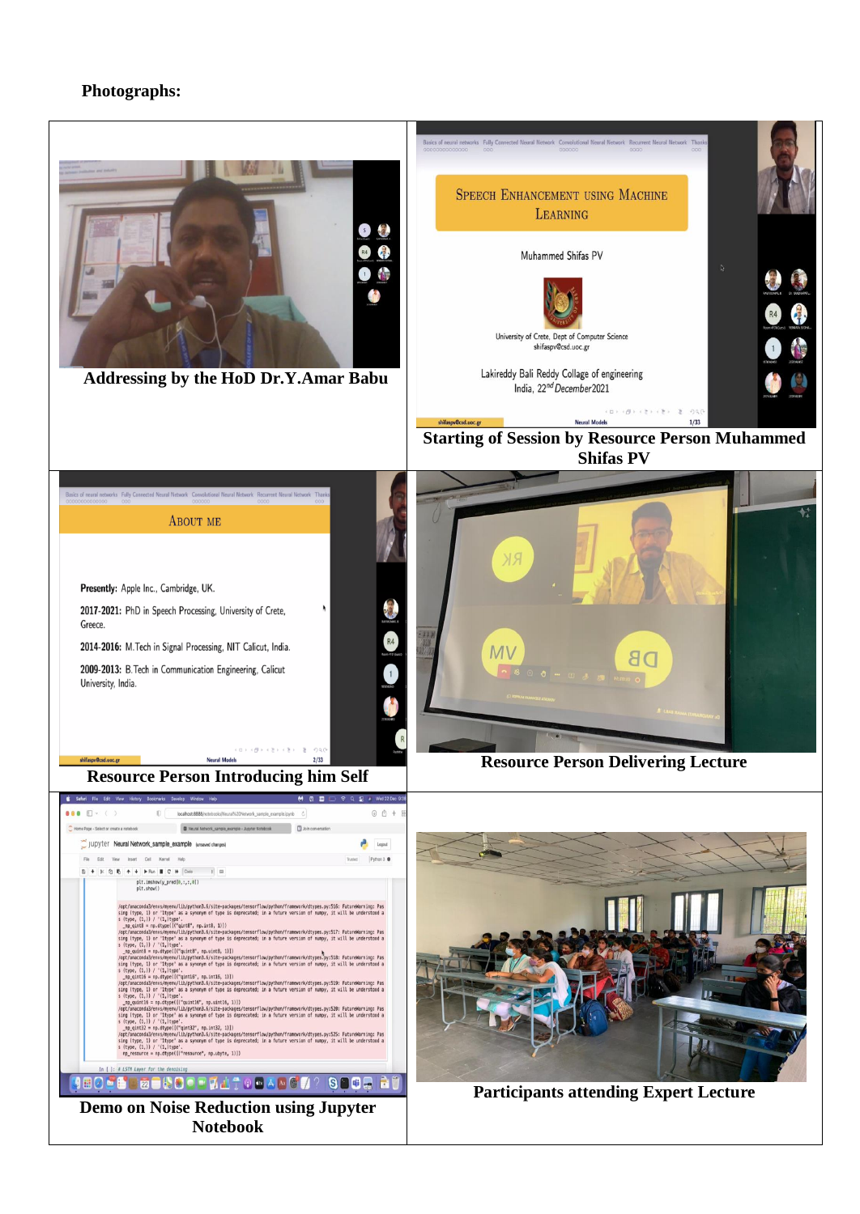**Photographs:**

| | |
|---|---|
| Addressing by the HoD Dr.Y.Amar Babu | Starting of Session by Resource Person Muhammed Shifas PV |
| Resource Person Introducing him Self | Resource Person Delivering Lecture |
| Demo on Noise Reduction using Jupyter Notebook | Participants attending Expert Lecture |